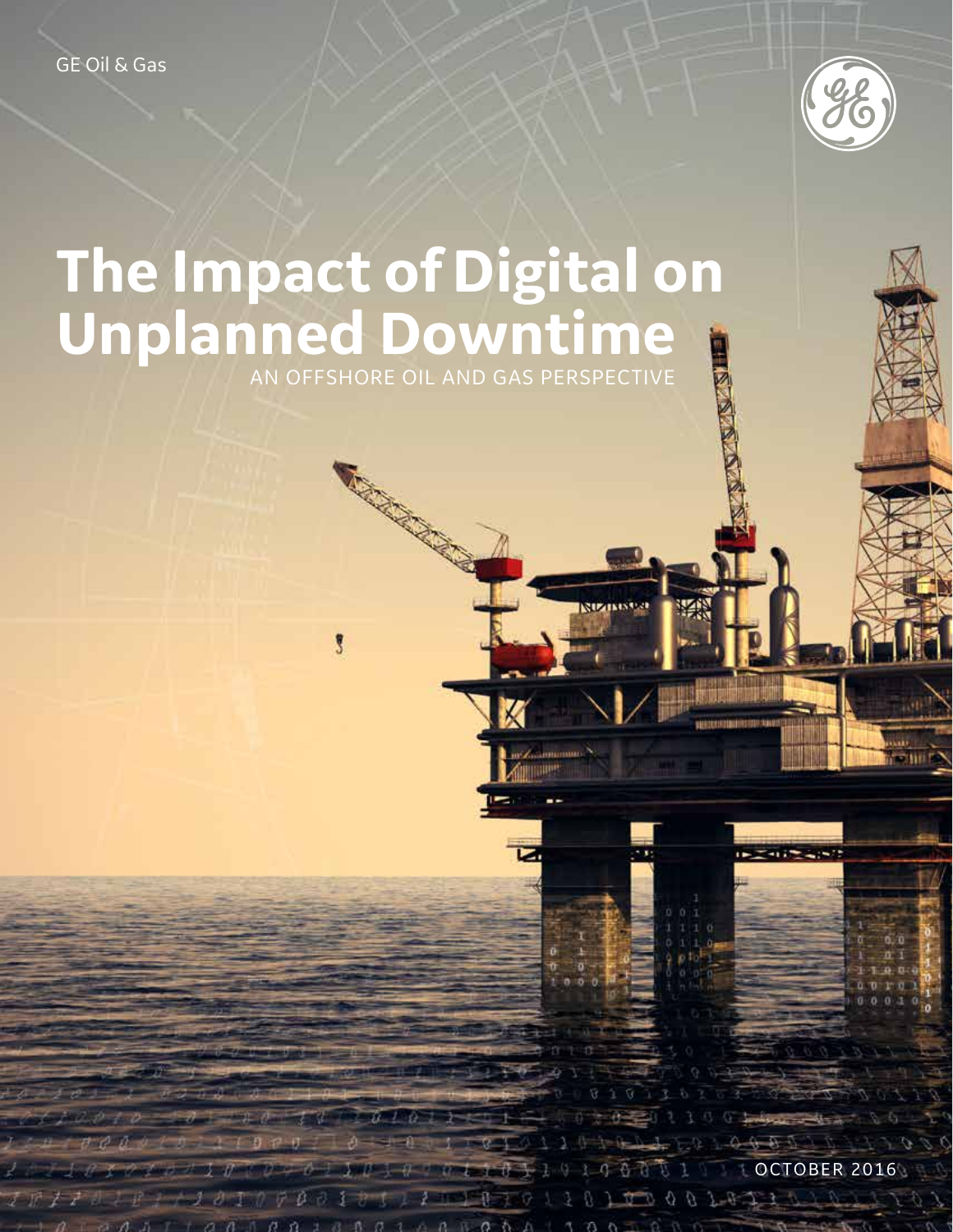GE Oil & Gas

# The Impact of Digital on Unplanned Downtime

AN OFFSHORE OIL AND GAS PERSPECTIVE

OCTOBER 2016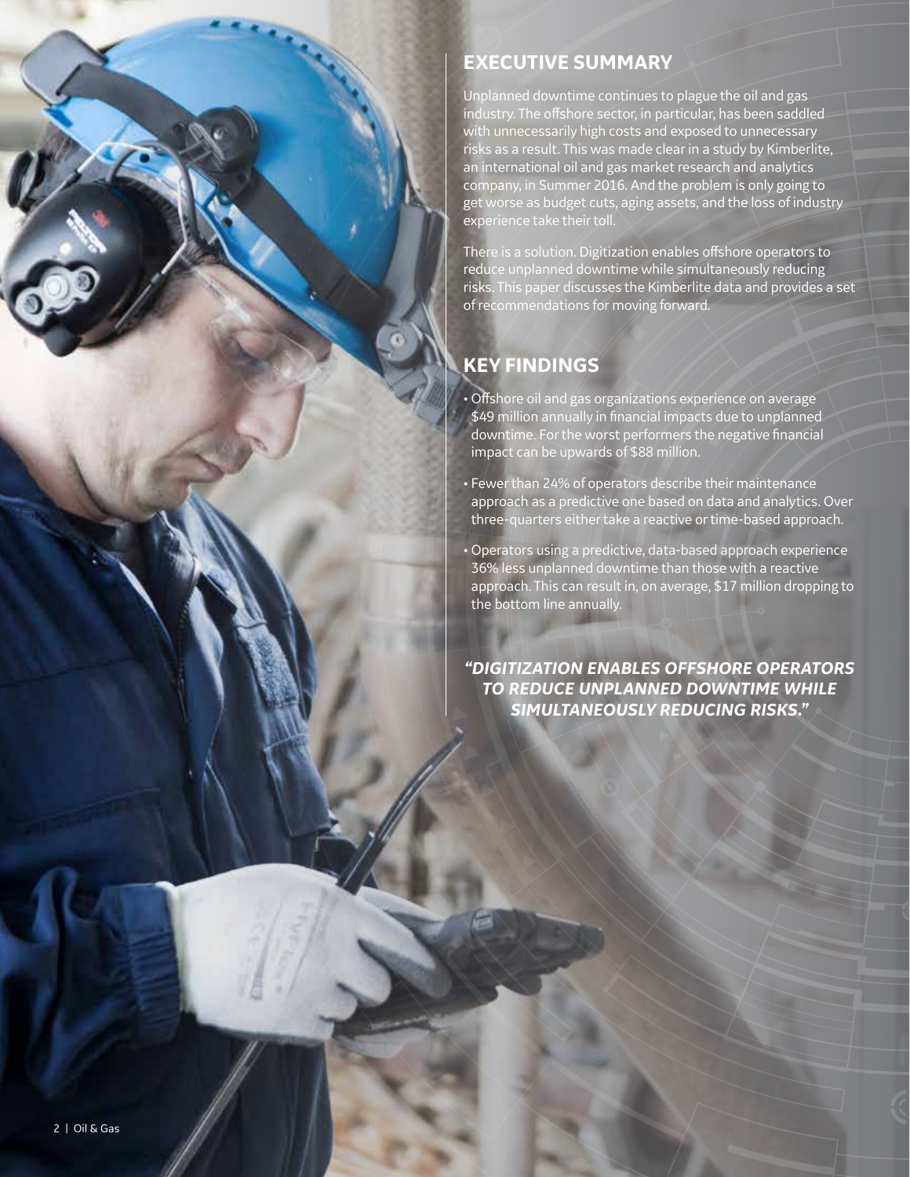## EXECUTIVE SUMMARY

Unplanned downtime continues to plague the oil and gas industry. The offshore sector, in particular, has been saddled with unnecessarily high costs and exposed to unnecessary risks as a result. This was made clear in a study by Kimberlite, an international oil and gas market research and analytics company, in Summer 2016. And the problem is only going to get worse as budget cuts, aging assets, and the loss of industry experience take their toll.

There is a solution. Digitization enables offshore operators to reduce unplanned downtime while simultaneously reducing risks. This paper discusses the Kimberlite data and provides a set of recommendations for moving forward.

## KEY FINDINGS

- Offshore oil and gas organizations experience on average $49 million annually in financial impacts due to unplanned downtime. For the worst performers the negative financial impact can be upwards of $88 million.
- Fewer than 24% of operators describe their maintenance approach as a predictive one based on data and analytics. Over three-quarters either take a reactive or time-based approach.
- Operators using a predictive, data-based approach experience 36% less unplanned downtime than those with a reactive approach. This can result in, on average, $17 million dropping to the bottom line annually.

***"DIGITIZATION ENABLES OFFSHORE OPERATORS TO REDUCE UNPLANNED DOWNTIME WHILE SIMULTANEOUSLY REDUCING RISKS."***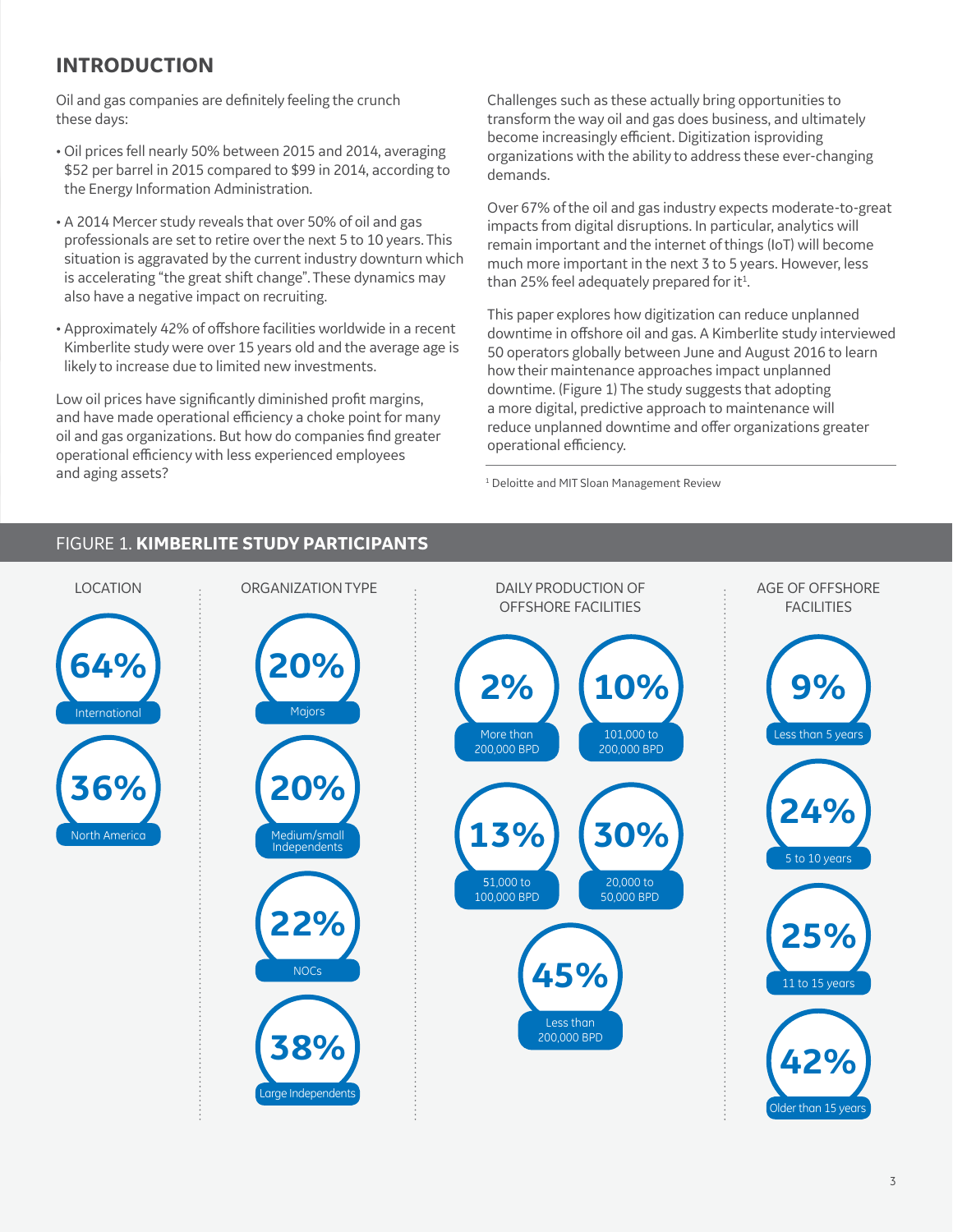## INTRODUCTION

Oil and gas companies are definitely feeling the crunch these days:

- Oil prices fell nearly 50% between 2015 and 2014, averaging $52 per barrel in 2015 compared to $99 in 2014, according to the Energy Information Administration.
- A 2014 Mercer study reveals that over 50% of oil and gas professionals are set to retire over the next 5 to 10 years. This situation is aggravated by the current industry downturn which is accelerating "the great shift change". These dynamics may also have a negative impact on recruiting.
- Approximately 42% of offshore facilities worldwide in a recent Kimberlite study were over 15 years old and the average age is likely to increase due to limited new investments.

Low oil prices have significantly diminished profit margins, and have made operational efficiency a choke point for many oil and gas organizations. But how do companies find greater operational efficiency with less experienced employees and aging assets?

Challenges such as these actually bring opportunities to transform the way oil and gas does business, and ultimately become increasingly efficient. Digitization isproviding organizations with the ability to address these ever-changing demands.

Over 67% of the oil and gas industry expects moderate-to-great impacts from digital disruptions. In particular, analytics will remain important and the internet of things (IoT) will become much more important in the next 3 to 5 years. However, less than 25% feel adequately prepared for it[1].

This paper explores how digitization can reduce unplanned downtime in offshore oil and gas. A Kimberlite study interviewed 50 operators globally between June and August 2016 to learn how their maintenance approaches impact unplanned downtime. (Figure 1) The study suggests that adopting a more digital, predictive approach to maintenance will reduce unplanned downtime and offer organizations greater operational efficiency.

[1] Deloitte and MIT Sloan Management Review

### FIGURE 1. **KIMBERLITE STUDY PARTICIPANTS**

**LOCATION**

- 64% International
- 36% North America

**ORGANIZATION TYPE**

- 20% Majors
- 20% Medium/small Independents
- 22% NOCs
- 38% Large Independents

**DAILY PRODUCTION OF OFFSHORE FACILITIES**

- 2% More than 200,000 BPD
- 10% 101,000 to 200,000 BPD
- 13% 51,000 to 100,000 BPD
- 30% 20,000 to 50,000 BPD
- 45% Less than 200,000 BPD

**AGE OF OFFSHORE FACILITIES**

- 9% Less than 5 years
- 24% 5 to 10 years
- 25% 11 to 15 years
- 42% Older than 15 years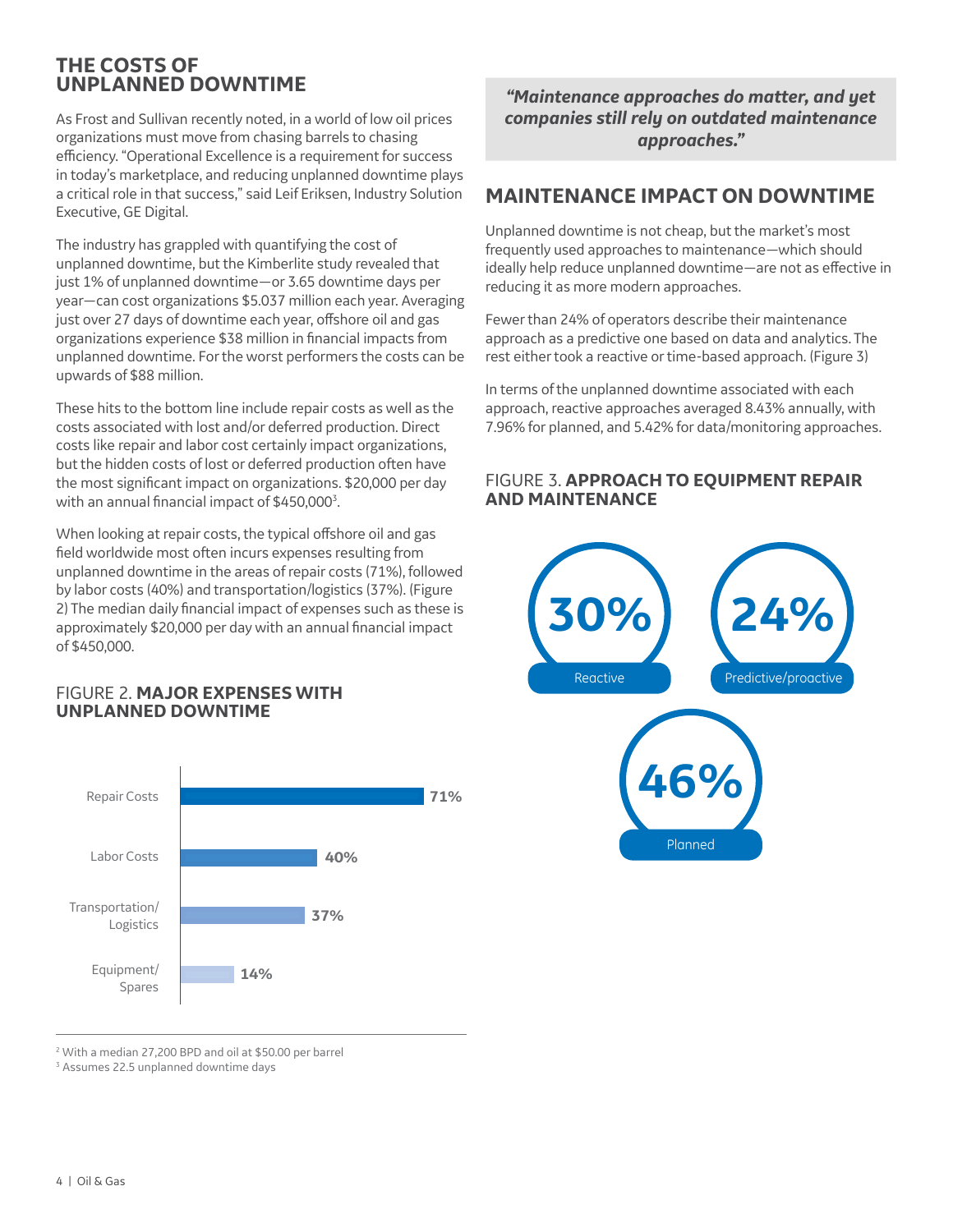## THE COSTS OF UNPLANNED DOWNTIME

As Frost and Sullivan recently noted, in a world of low oil prices organizations must move from chasing barrels to chasing efficiency. "Operational Excellence is a requirement for success in today's marketplace, and reducing unplanned downtime plays a critical role in that success," said Leif Eriksen, Industry Solution Executive, GE Digital.

The industry has grappled with quantifying the cost of unplanned downtime, but the Kimberlite study revealed that just 1% of unplanned downtime—or 3.65 downtime days per year—can cost organizations \$5.037 million each year. Averaging just over 27 days of downtime each year, offshore oil and gas organizations experience \$38 million in financial impacts from unplanned downtime. For the worst performers the costs can be upwards of \$88 million.

These hits to the bottom line include repair costs as well as the costs associated with lost and/or deferred production. Direct costs like repair and labor cost certainly impact organizations, but the hidden costs of lost or deferred production often have the most significant impact on organizations. \$20,000 per day with an annual financial impact of \$450,000[3].

When looking at repair costs, the typical offshore oil and gas field worldwide most often incurs expenses resulting from unplanned downtime in the areas of repair costs (71%), followed by labor costs (40%) and transportation/logistics (37%). (Figure 2) The median daily financial impact of expenses such as these is approximately \$20,000 per day with an annual financial impact of \$450,000.

FIGURE 2. **MAJOR EXPENSES WITH UNPLANNED DOWNTIME**

| Expense | Percentage |
|---|---|
| Repair Costs | 71% |
| Labor Costs | 40% |
| Transportation/Logistics | 37% |
| Equipment/Spares | 14% |

[2] With a median 27,200 BPD and oil at \$50.00 per barrel
[3] Assumes 22.5 unplanned downtime days

> ***"Maintenance approaches do matter, and yet companies still rely on outdated maintenance approaches."***

## MAINTENANCE IMPACT ON DOWNTIME

Unplanned downtime is not cheap, but the market's most frequently used approaches to maintenance—which should ideally help reduce unplanned downtime—are not as effective in reducing it as more modern approaches.

Fewer than 24% of operators describe their maintenance approach as a predictive one based on data and analytics. The rest either took a reactive or time-based approach. (Figure 3)

In terms of the unplanned downtime associated with each approach, reactive approaches averaged 8.43% annually, with 7.96% for planned, and 5.42% for data/monitoring approaches.

FIGURE 3. **APPROACH TO EQUIPMENT REPAIR AND MAINTENANCE**

| Approach | Percentage |
|---|---|
| Reactive | 30% |
| Predictive/proactive | 24% |
| Planned | 46% |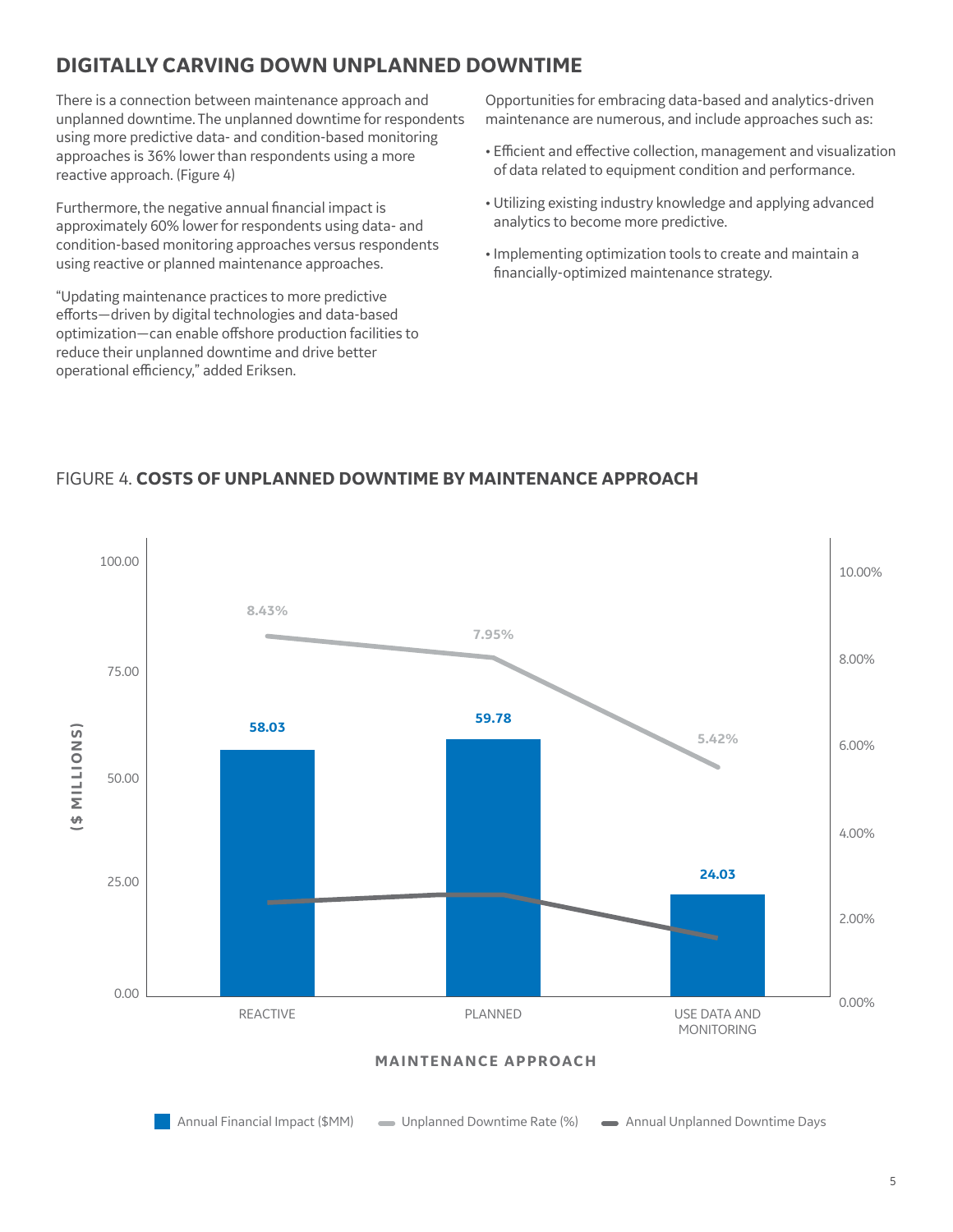## DIGITALLY CARVING DOWN UNPLANNED DOWNTIME

There is a connection between maintenance approach and unplanned downtime. The unplanned downtime for respondents using more predictive data- and condition-based monitoring approaches is 36% lower than respondents using a more reactive approach. (Figure 4)

Furthermore, the negative annual financial impact is approximately 60% lower for respondents using data- and condition-based monitoring approaches versus respondents using reactive or planned maintenance approaches.

"Updating maintenance practices to more predictive efforts—driven by digital technologies and data-based optimization—can enable offshore production facilities to reduce their unplanned downtime and drive better operational efficiency," added Eriksen.

Opportunities for embracing data-based and analytics-driven maintenance are numerous, and include approaches such as:

- Efficient and effective collection, management and visualization of data related to equipment condition and performance.
- Utilizing existing industry knowledge and applying advanced analytics to become more predictive.
- Implementing optimization tools to create and maintain a financially-optimized maintenance strategy.

FIGURE 4. **COSTS OF UNPLANNED DOWNTIME BY MAINTENANCE APPROACH**

| Maintenance Approach | Annual Financial Impact ($MM) | Unplanned Downtime Rate (%) |
|---|---|---|
| REACTIVE | 58.03 | 8.43% |
| PLANNED | 59.78 | 7.95% |
| USE DATA AND MONITORING | 24.03 | 5.42% |

Legend: Annual Financial Impact ($MM) · Unplanned Downtime Rate (%) · Annual Unplanned Downtime Days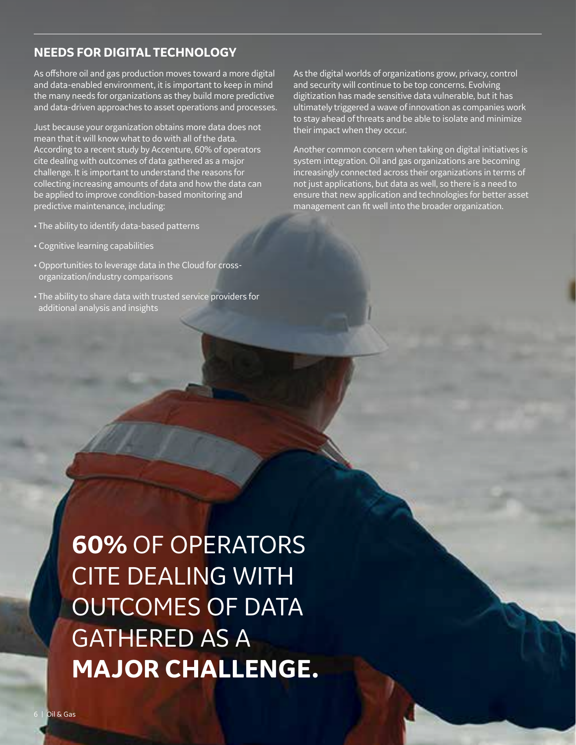## NEEDS FOR DIGITAL TECHNOLOGY

As offshore oil and gas production moves toward a more digital and data-enabled environment, it is important to keep in mind the many needs for organizations as they build more predictive and data-driven approaches to asset operations and processes.

Just because your organization obtains more data does not mean that it will know what to do with all of the data. According to a recent study by Accenture, 60% of operators cite dealing with outcomes of data gathered as a major challenge. It is important to understand the reasons for collecting increasing amounts of data and how the data can be applied to improve condition-based monitoring and predictive maintenance, including:

- The ability to identify data-based patterns
- Cognitive learning capabilities
- Opportunities to leverage data in the Cloud for cross-organization/industry comparisons
- The ability to share data with trusted service providers for additional analysis and insights

As the digital worlds of organizations grow, privacy, control and security will continue to be top concerns. Evolving digitization has made sensitive data vulnerable, but it has ultimately triggered a wave of innovation as companies work to stay ahead of threats and be able to isolate and minimize their impact when they occur.

Another common concern when taking on digital initiatives is system integration. Oil and gas organizations are becoming increasingly connected across their organizations in terms of not just applications, but data as well, so there is a need to ensure that new application and technologies for better asset management can fit well into the broader organization.

**60%** OF OPERATORS CITE DEALING WITH OUTCOMES OF DATA GATHERED AS A **MAJOR CHALLENGE.**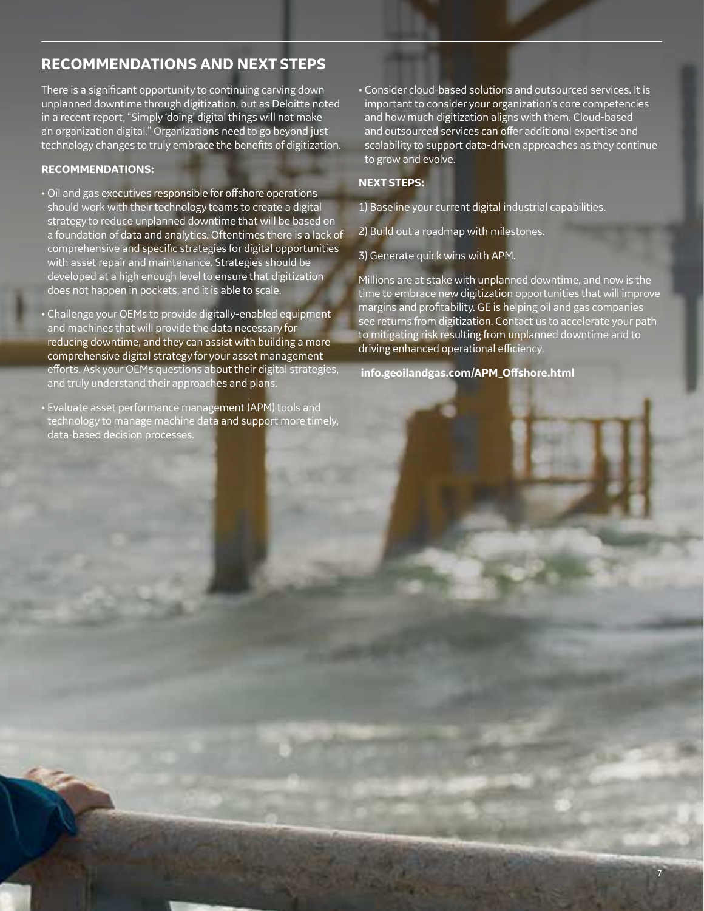## RECOMMENDATIONS AND NEXT STEPS

There is a significant opportunity to continuing carving down unplanned downtime through digitization, but as Deloitte noted in a recent report, "Simply 'doing' digital things will not make an organization digital." Organizations need to go beyond just technology changes to truly embrace the benefits of digitization.

### RECOMMENDATIONS:

- Oil and gas executives responsible for offshore operations should work with their technology teams to create a digital strategy to reduce unplanned downtime that will be based on a foundation of data and analytics. Oftentimes there is a lack of comprehensive and specific strategies for digital opportunities with asset repair and maintenance. Strategies should be developed at a high enough level to ensure that digitization does not happen in pockets, and it is able to scale.
- Challenge your OEMs to provide digitally-enabled equipment and machines that will provide the data necessary for reducing downtime, and they can assist with building a more comprehensive digital strategy for your asset management efforts. Ask your OEMs questions about their digital strategies, and truly understand their approaches and plans.
- Evaluate asset performance management (APM) tools and technology to manage machine data and support more timely, data-based decision processes.
- Consider cloud-based solutions and outsourced services. It is important to consider your organization's core competencies and how much digitization aligns with them. Cloud-based and outsourced services can offer additional expertise and scalability to support data-driven approaches as they continue to grow and evolve.

### NEXT STEPS:

1) Baseline your current digital industrial capabilities.

2) Build out a roadmap with milestones.

3) Generate quick wins with APM.

Millions are at stake with unplanned downtime, and now is the time to embrace new digitization opportunities that will improve margins and profitability. GE is helping oil and gas companies see returns from digitization. Contact us to accelerate your path to mitigating risk resulting from unplanned downtime and to driving enhanced operational efficiency.

**info.geoilandgas.com/APM_Offshore.html**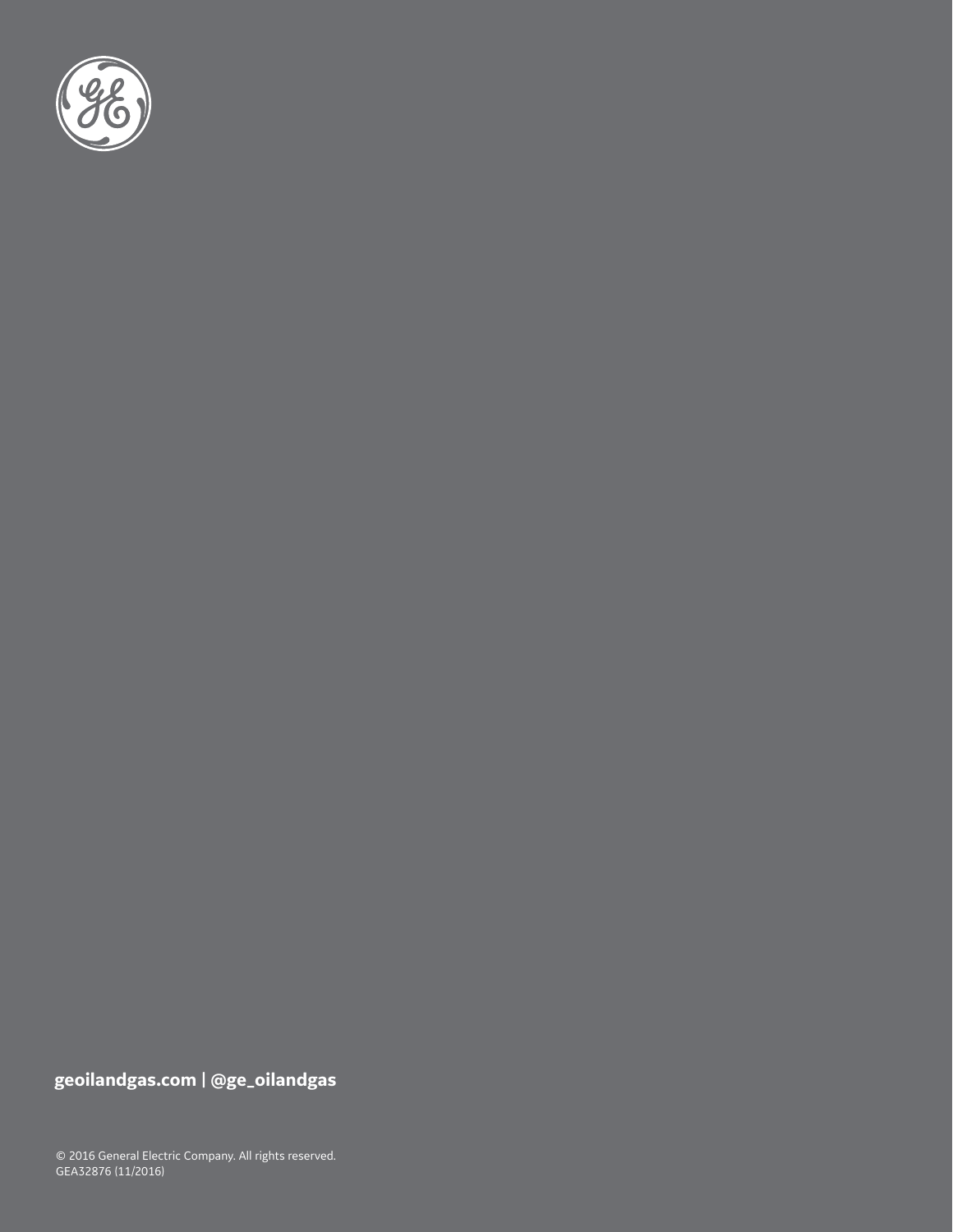**geoilandgas.com | @ge_oilandgas**

© 2016 General Electric Company. All rights reserved.
GEA32876 (11/2016)